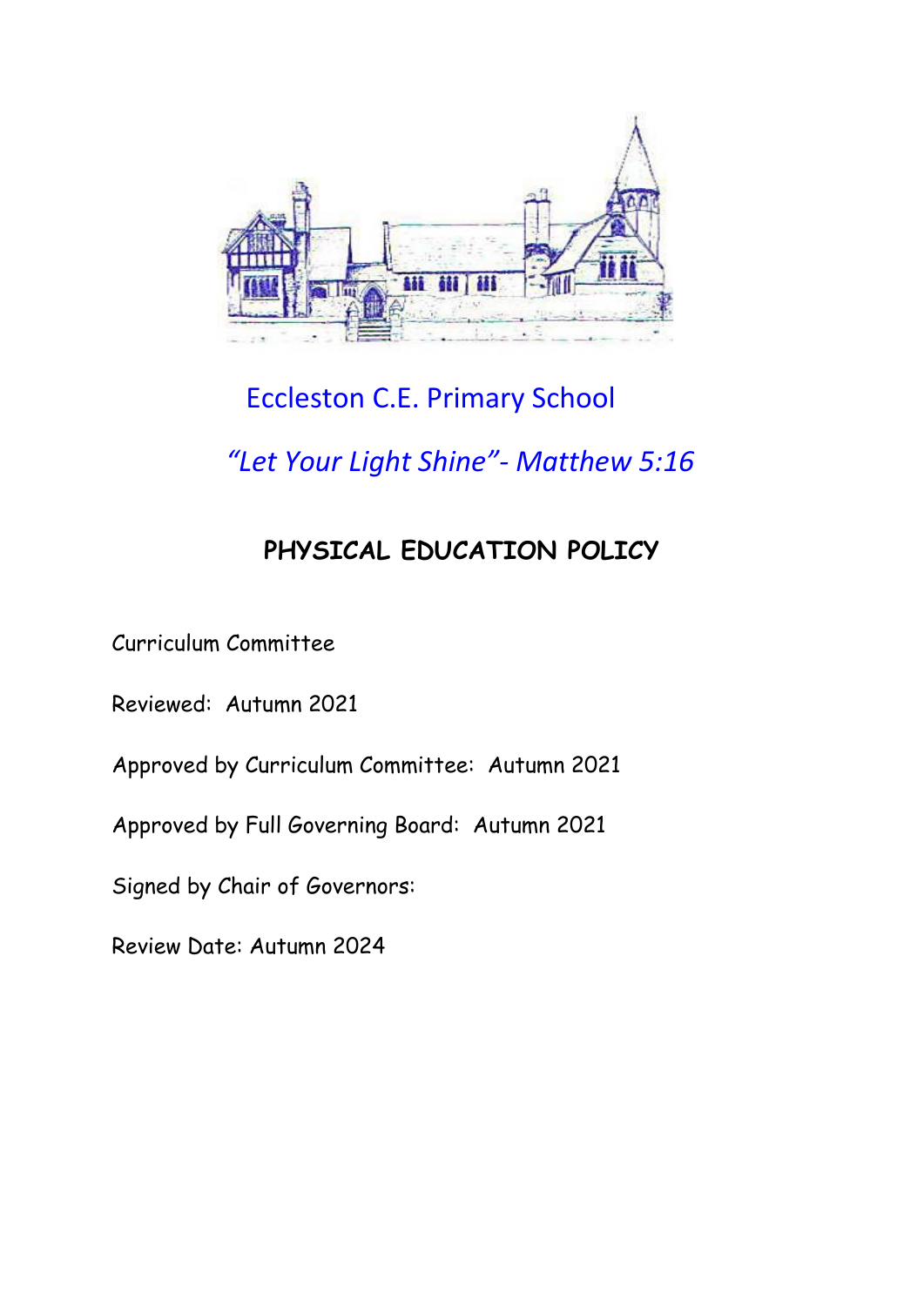Eccleston C.E. Primary School

*"Let Your Light Shine"- Matthew 5:16*

# PHYSICAL EDUCATION POLICY

Curriculum Committee

Reviewed: Autumn 2021

Approved by Curriculum Committee: Autumn 2021

Approved by Full Governing Board: Autumn 2021

Signed by Chair of Governors:

Review Date: Autumn 2024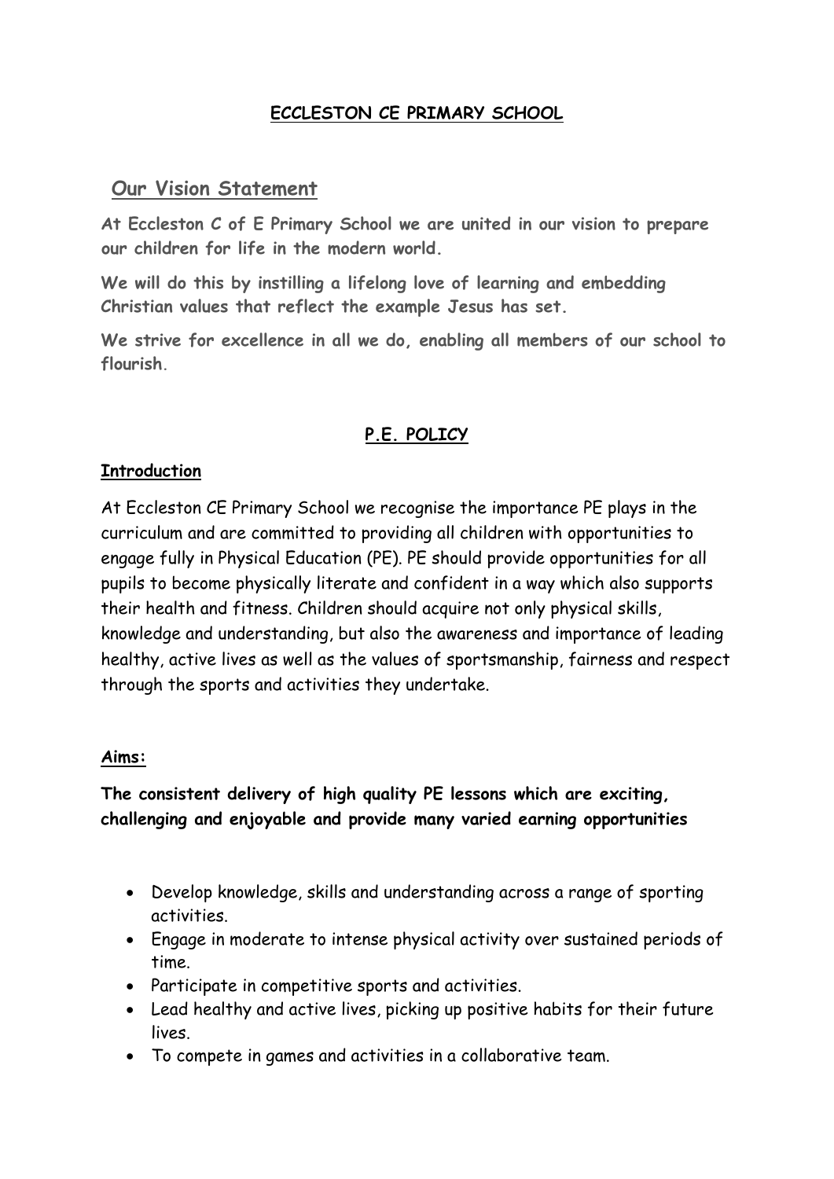**ECCLESTON CE PRIMARY SCHOOL**

## Our Vision Statement

**At Eccleston C of E Primary School we are united in our vision to prepare our children for life in the modern world.**

**We will do this by instilling a lifelong love of learning and embedding Christian values that reflect the example Jesus has set.**

**We strive for excellence in all we do, enabling all members of our school to flourish.**

## P.E. POLICY

### Introduction

At Eccleston CE Primary School we recognise the importance PE plays in the curriculum and are committed to providing all children with opportunities to engage fully in Physical Education (PE). PE should provide opportunities for all pupils to become physically literate and confident in a way which also supports their health and fitness. Children should acquire not only physical skills, knowledge and understanding, but also the awareness and importance of leading healthy, active lives as well as the values of sportsmanship, fairness and respect through the sports and activities they undertake.

### Aims:

**The consistent delivery of high quality PE lessons which are exciting, challenging and enjoyable and provide many varied earning opportunities**

- Develop knowledge, skills and understanding across a range of sporting activities.
- Engage in moderate to intense physical activity over sustained periods of time.
- Participate in competitive sports and activities.
- Lead healthy and active lives, picking up positive habits for their future lives.
- To compete in games and activities in a collaborative team.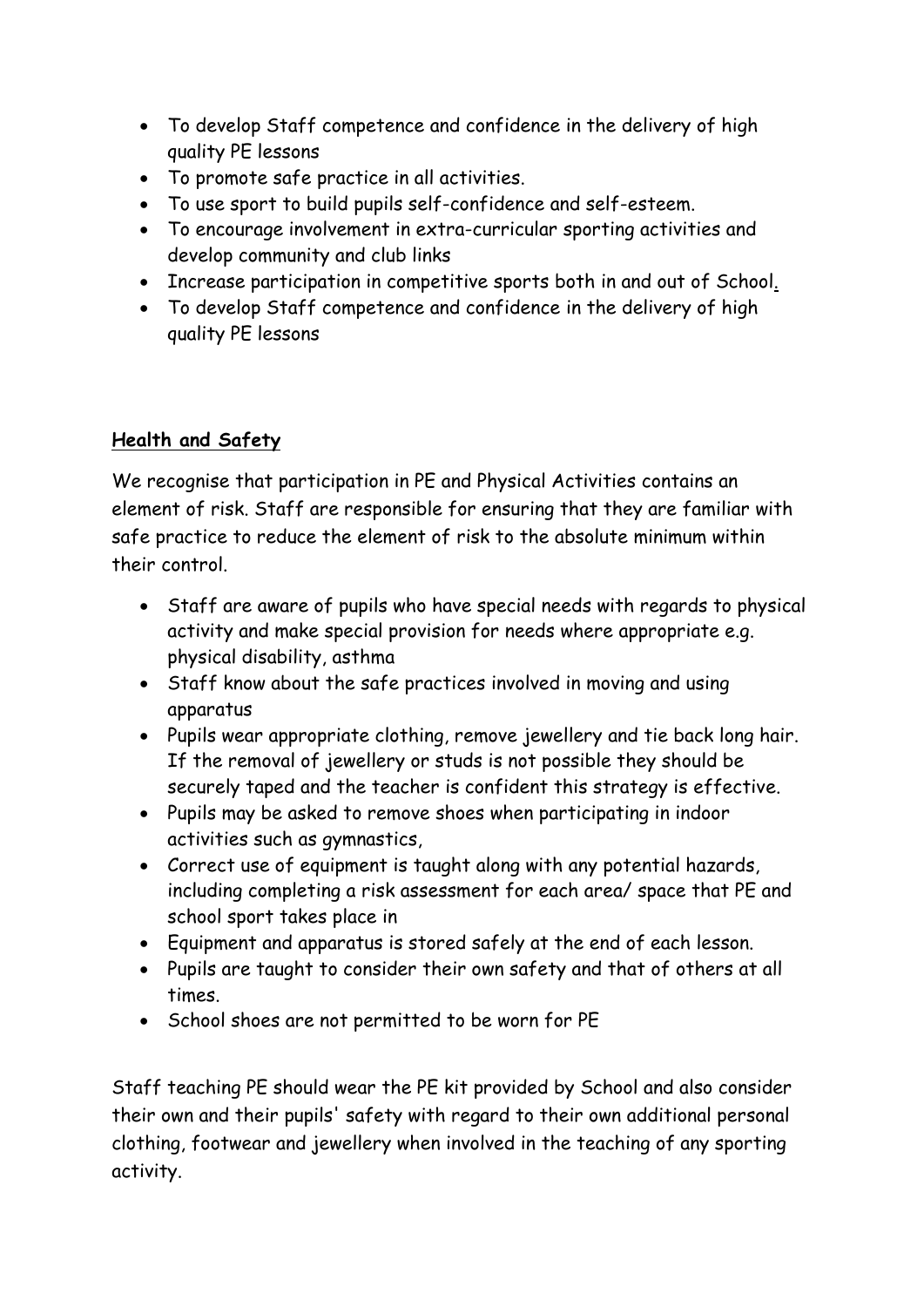- To develop Staff competence and confidence in the delivery of high quality PE lessons
- To promote safe practice in all activities.
- To use sport to build pupils self-confidence and self-esteem.
- To encourage involvement in extra-curricular sporting activities and develop community and club links
- Increase participation in competitive sports both in and out of School.
- To develop Staff competence and confidence in the delivery of high quality PE lessons

## Health and Safety

We recognise that participation in PE and Physical Activities contains an element of risk. Staff are responsible for ensuring that they are familiar with safe practice to reduce the element of risk to the absolute minimum within their control.

- Staff are aware of pupils who have special needs with regards to physical activity and make special provision for needs where appropriate e.g. physical disability, asthma
- Staff know about the safe practices involved in moving and using apparatus
- Pupils wear appropriate clothing, remove jewellery and tie back long hair. If the removal of jewellery or studs is not possible they should be securely taped and the teacher is confident this strategy is effective.
- Pupils may be asked to remove shoes when participating in indoor activities such as gymnastics,
- Correct use of equipment is taught along with any potential hazards, including completing a risk assessment for each area/ space that PE and school sport takes place in
- Equipment and apparatus is stored safely at the end of each lesson.
- Pupils are taught to consider their own safety and that of others at all times.
- School shoes are not permitted to be worn for PE

Staff teaching PE should wear the PE kit provided by School and also consider their own and their pupils' safety with regard to their own additional personal clothing, footwear and jewellery when involved in the teaching of any sporting activity.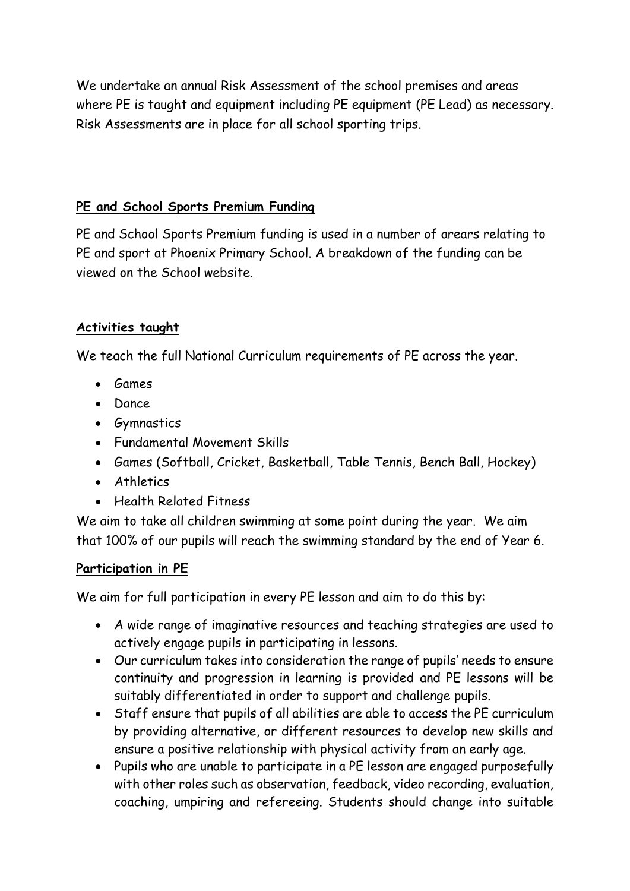We undertake an annual Risk Assessment of the school premises and areas where PE is taught and equipment including PE equipment (PE Lead) as necessary. Risk Assessments are in place for all school sporting trips.

**PE and School Sports Premium Funding**

PE and School Sports Premium funding is used in a number of arears relating to PE and sport at Phoenix Primary School. A breakdown of the funding can be viewed on the School website.

**Activities taught**

We teach the full National Curriculum requirements of PE across the year.

- Games
- Dance
- Gymnastics
- Fundamental Movement Skills
- Games (Softball, Cricket, Basketball, Table Tennis, Bench Ball, Hockey)
- Athletics
- Health Related Fitness

We aim to take all children swimming at some point during the year. We aim that 100% of our pupils will reach the swimming standard by the end of Year 6.

**Participation in PE**

We aim for full participation in every PE lesson and aim to do this by:

- A wide range of imaginative resources and teaching strategies are used to actively engage pupils in participating in lessons.
- Our curriculum takes into consideration the range of pupils' needs to ensure continuity and progression in learning is provided and PE lessons will be suitably differentiated in order to support and challenge pupils.
- Staff ensure that pupils of all abilities are able to access the PE curriculum by providing alternative, or different resources to develop new skills and ensure a positive relationship with physical activity from an early age.
- Pupils who are unable to participate in a PE lesson are engaged purposefully with other roles such as observation, feedback, video recording, evaluation, coaching, umpiring and refereeing. Students should change into suitable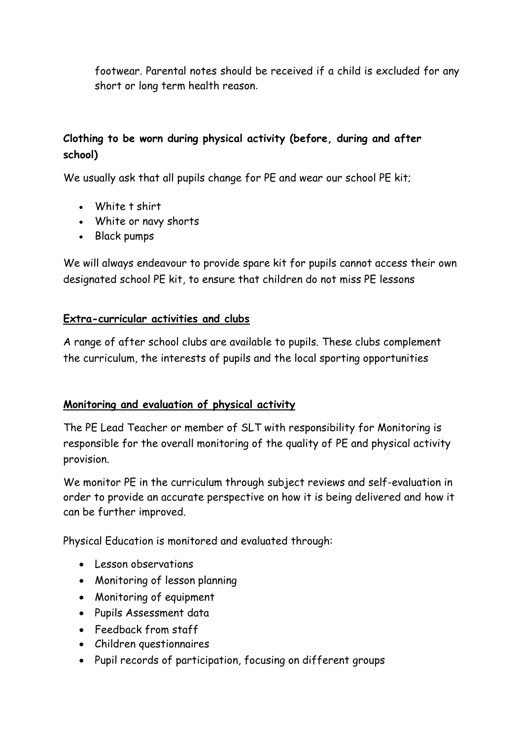footwear. Parental notes should be received if a child is excluded for any short or long term health reason.

**Clothing to be worn during physical activity (before, during and after school)**

We usually ask that all pupils change for PE and wear our school PE kit;

- White t shirt
- White or navy shorts
- Black pumps

We will always endeavour to provide spare kit for pupils cannot access their own designated school PE kit, to ensure that children do not miss PE lessons

**Extra-curricular activities and clubs**

A range of after school clubs are available to pupils. These clubs complement the curriculum, the interests of pupils and the local sporting opportunities

**Monitoring and evaluation of physical activity**

The PE Lead Teacher or member of SLT with responsibility for Monitoring is responsible for the overall monitoring of the quality of PE and physical activity provision.

We monitor PE in the curriculum through subject reviews and self-evaluation in order to provide an accurate perspective on how it is being delivered and how it can be further improved.

Physical Education is monitored and evaluated through:

- Lesson observations
- Monitoring of lesson planning
- Monitoring of equipment
- Pupils Assessment data
- Feedback from staff
- Children questionnaires
- Pupil records of participation, focusing on different groups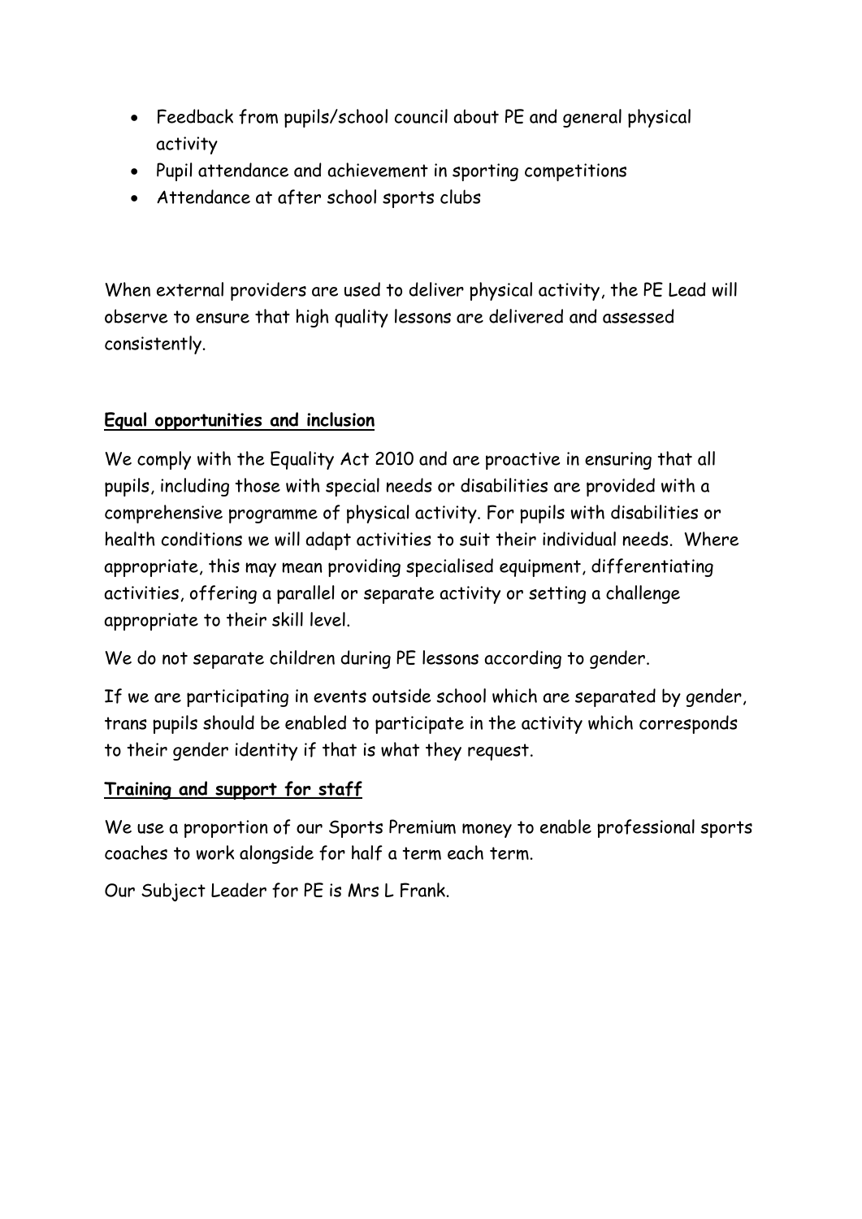- Feedback from pupils/school council about PE and general physical activity
- Pupil attendance and achievement in sporting competitions
- Attendance at after school sports clubs

When external providers are used to deliver physical activity, the PE Lead will observe to ensure that high quality lessons are delivered and assessed consistently.

**Equal opportunities and inclusion**

We comply with the Equality Act 2010 and are proactive in ensuring that all pupils, including those with special needs or disabilities are provided with a comprehensive programme of physical activity. For pupils with disabilities or health conditions we will adapt activities to suit their individual needs. Where appropriate, this may mean providing specialised equipment, differentiating activities, offering a parallel or separate activity or setting a challenge appropriate to their skill level.

We do not separate children during PE lessons according to gender.

If we are participating in events outside school which are separated by gender, trans pupils should be enabled to participate in the activity which corresponds to their gender identity if that is what they request.

**Training and support for staff**

We use a proportion of our Sports Premium money to enable professional sports coaches to work alongside for half a term each term.

Our Subject Leader for PE is Mrs L Frank.